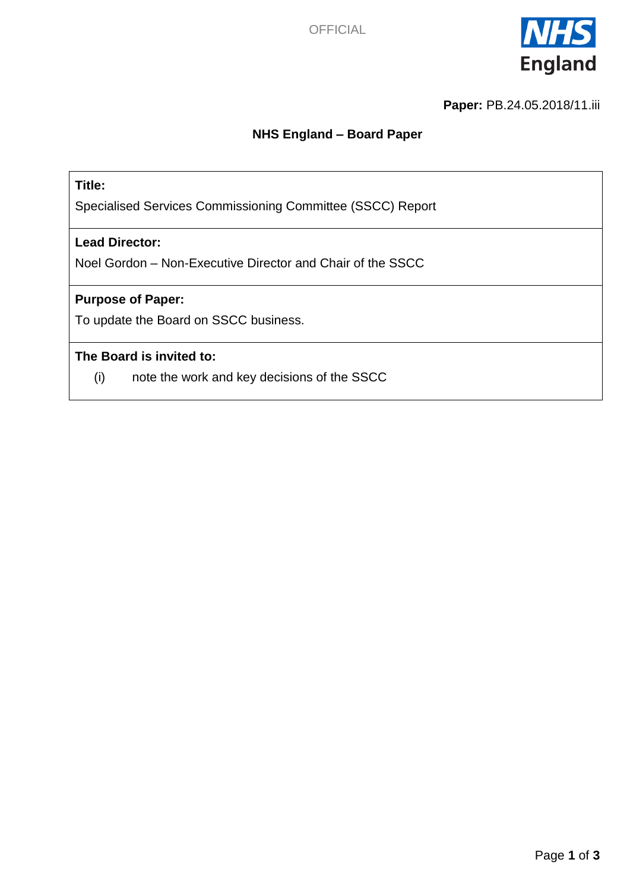OFFICIAL

**Paper:** PB.24.05.2018/11.iii

## NHS England – Board Paper

**Title:**

Specialised Services Commissioning Committee (SSCC) Report

**Lead Director:**

Noel Gordon – Non-Executive Director and Chair of the SSCC

**Purpose of Paper:**

To update the Board on SSCC business.

**The Board is invited to:**

(i) note the work and key decisions of the SSCC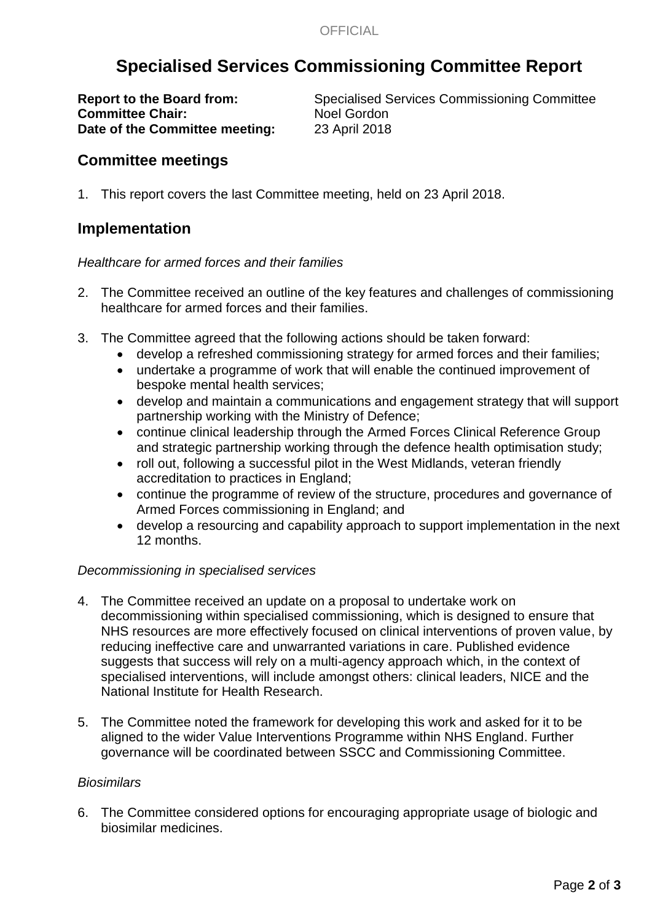# Specialised Services Commissioning Committee Report

**Report to the Board from:** Specialised Services Commissioning Committee
**Committee Chair:** Noel Gordon
**Date of the Committee meeting:** 23 April 2018

## Committee meetings

1. This report covers the last Committee meeting, held on 23 April 2018.

## Implementation

*Healthcare for armed forces and their families*

2. The Committee received an outline of the key features and challenges of commissioning healthcare for armed forces and their families.

3. The Committee agreed that the following actions should be taken forward:
   - develop a refreshed commissioning strategy for armed forces and their families;
   - undertake a programme of work that will enable the continued improvement of bespoke mental health services;
   - develop and maintain a communications and engagement strategy that will support partnership working with the Ministry of Defence;
   - continue clinical leadership through the Armed Forces Clinical Reference Group and strategic partnership working through the defence health optimisation study;
   - roll out, following a successful pilot in the West Midlands, veteran friendly accreditation to practices in England;
   - continue the programme of review of the structure, procedures and governance of Armed Forces commissioning in England; and
   - develop a resourcing and capability approach to support implementation in the next 12 months.

*Decommissioning in specialised services*

4. The Committee received an update on a proposal to undertake work on decommissioning within specialised commissioning, which is designed to ensure that NHS resources are more effectively focused on clinical interventions of proven value, by reducing ineffective care and unwarranted variations in care. Published evidence suggests that success will rely on a multi-agency approach which, in the context of specialised interventions, will include amongst others: clinical leaders, NICE and the National Institute for Health Research.

5. The Committee noted the framework for developing this work and asked for it to be aligned to the wider Value Interventions Programme within NHS England. Further governance will be coordinated between SSCC and Commissioning Committee.

*Biosimilars*

6. The Committee considered options for encouraging appropriate usage of biologic and biosimilar medicines.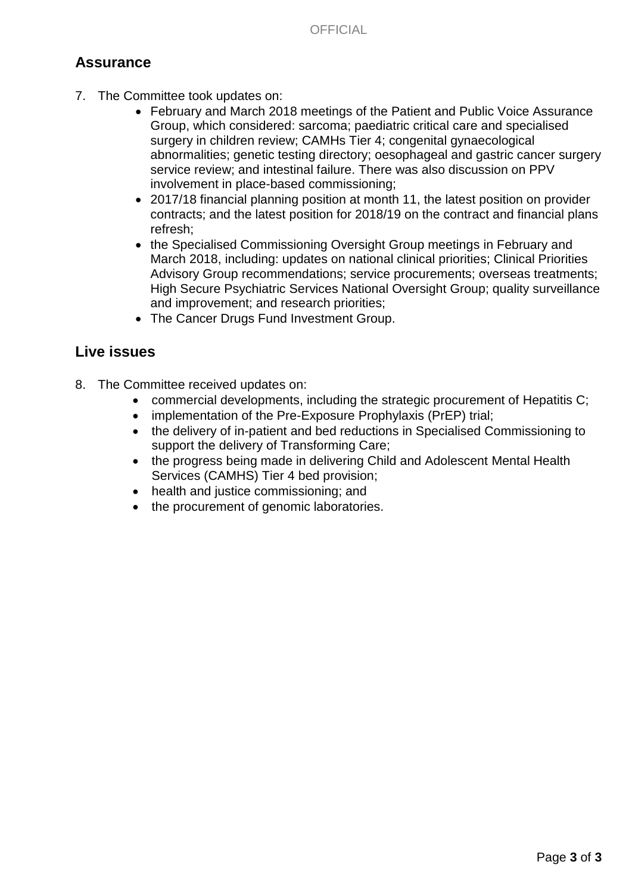## Assurance

7. The Committee took updates on:
    - February and March 2018 meetings of the Patient and Public Voice Assurance Group, which considered: sarcoma; paediatric critical care and specialised surgery in children review; CAMHs Tier 4; congenital gynaecological abnormalities; genetic testing directory; oesophageal and gastric cancer surgery service review; and intestinal failure. There was also discussion on PPV involvement in place-based commissioning;
    - 2017/18 financial planning position at month 11, the latest position on provider contracts; and the latest position for 2018/19 on the contract and financial plans refresh;
    - the Specialised Commissioning Oversight Group meetings in February and March 2018, including: updates on national clinical priorities; Clinical Priorities Advisory Group recommendations; service procurements; overseas treatments; High Secure Psychiatric Services National Oversight Group; quality surveillance and improvement; and research priorities;
    - The Cancer Drugs Fund Investment Group.

## Live issues

8. The Committee received updates on:
    - commercial developments, including the strategic procurement of Hepatitis C;
    - implementation of the Pre-Exposure Prophylaxis (PrEP) trial;
    - the delivery of in-patient and bed reductions in Specialised Commissioning to support the delivery of Transforming Care;
    - the progress being made in delivering Child and Adolescent Mental Health Services (CAMHS) Tier 4 bed provision;
    - health and justice commissioning; and
    - the procurement of genomic laboratories.